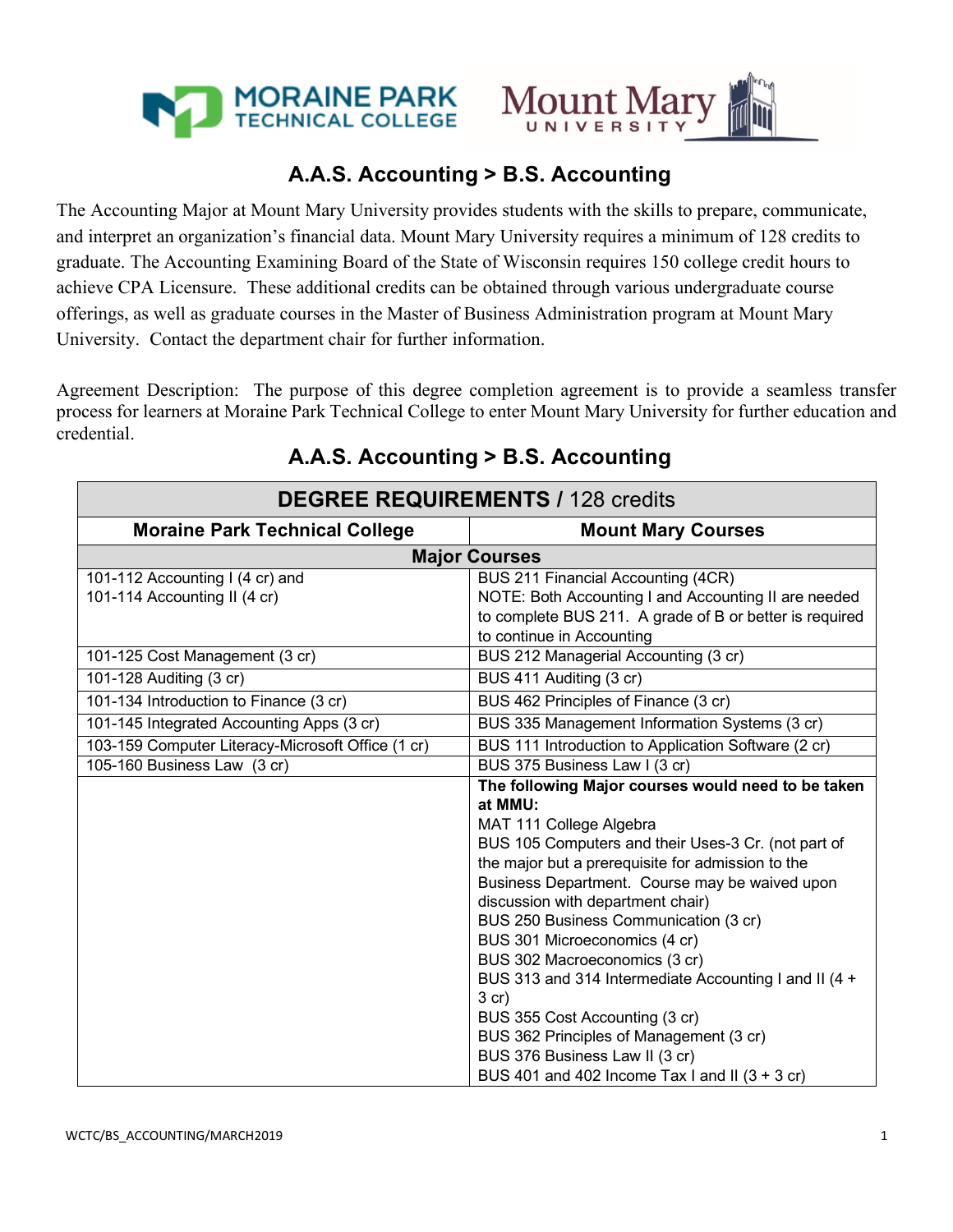# A.A.S. Accounting > B.S. Accounting

The Accounting Major at Mount Mary University provides students with the skills to prepare, communicate, and interpret an organization's financial data. Mount Mary University requires a minimum of 128 credits to graduate. The Accounting Examining Board of the State of Wisconsin requires 150 college credit hours to achieve CPA Licensure. These additional credits can be obtained through various undergraduate course offerings, as well as graduate courses in the Master of Business Administration program at Mount Mary University. Contact the department chair for further information.

Agreement Description: The purpose of this degree completion agreement is to provide a seamless transfer process for learners at Moraine Park Technical College to enter Mount Mary University for further education and credential.

## A.A.S. Accounting > B.S. Accounting

| **DEGREE REQUIREMENTS** / 128 credits | |
|---|---|
| **Moraine Park Technical College** | **Mount Mary Courses** |
| **Major Courses** | |
| 101-112 Accounting I (4 cr) and<br>101-114 Accounting II (4 cr) | BUS 211 Financial Accounting (4CR)<br>NOTE: Both Accounting I and Accounting II are needed to complete BUS 211. A grade of B or better is required to continue in Accounting |
| 101-125 Cost Management (3 cr) | BUS 212 Managerial Accounting (3 cr) |
| 101-128 Auditing (3 cr) | BUS 411 Auditing (3 cr) |
| 101-134 Introduction to Finance (3 cr) | BUS 462 Principles of Finance (3 cr) |
| 101-145 Integrated Accounting Apps (3 cr) | BUS 335 Management Information Systems (3 cr) |
| 103-159 Computer Literacy-Microsoft Office (1 cr) | BUS 111 Introduction to Application Software (2 cr) |
| 105-160 Business Law (3 cr) | BUS 375 Business Law I (3 cr) |
| | **The following Major courses would need to be taken at MMU:**<br>MAT 111 College Algebra<br>BUS 105 Computers and their Uses-3 Cr. (not part of the major but a prerequisite for admission to the Business Department. Course may be waived upon discussion with department chair)<br>BUS 250 Business Communication (3 cr)<br>BUS 301 Microeconomics (4 cr)<br>BUS 302 Macroeconomics (3 cr)<br>BUS 313 and 314 Intermediate Accounting I and II (4 + 3 cr)<br>BUS 355 Cost Accounting (3 cr)<br>BUS 362 Principles of Management (3 cr)<br>BUS 376 Business Law II (3 cr)<br>BUS 401 and 402 Income Tax I and II (3 + 3 cr) |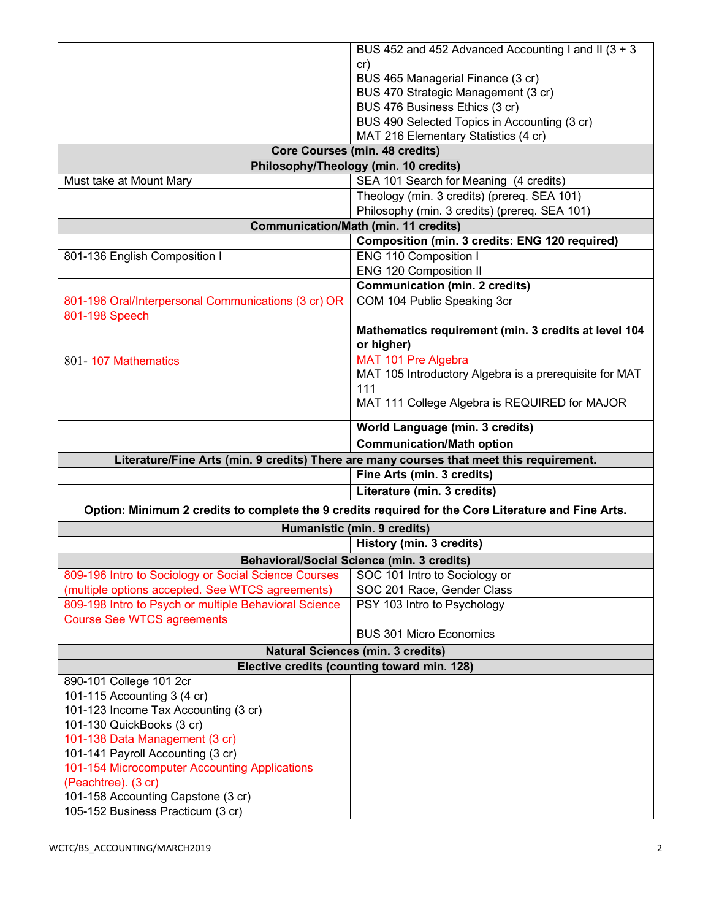| | |
|---|---|
| | BUS 452 and 452 Advanced Accounting I and II (3 + 3 cr)<br>BUS 465 Managerial Finance (3 cr)<br>BUS 470 Strategic Management (3 cr)<br>BUS 476 Business Ethics (3 cr)<br>BUS 490 Selected Topics in Accounting (3 cr)<br>MAT 216 Elementary Statistics (4 cr) |
| **Core Courses (min. 48 credits)** | |
| **Philosophy/Theology (min. 10 credits)** | |
| Must take at Mount Mary | SEA 101 Search for Meaning (4 credits) |
| | Theology (min. 3 credits) (prereq. SEA 101) |
| | Philosophy (min. 3 credits) (prereq. SEA 101) |
| **Communication/Math (min. 11 credits)** | |
| | **Composition (min. 3 credits: ENG 120 required)** |
| 801-136 English Composition I | ENG 110 Composition I |
| | ENG 120 Composition II |
| | **Communication (min. 2 credits)** |
| 801-196 Oral/Interpersonal Communications (3 cr) OR 801-198 Speech | COM 104 Public Speaking 3cr |
| | **Mathematics requirement (min. 3 credits at level 104 or higher)** |
| 801- 107 Mathematics | MAT 101 Pre Algebra<br>MAT 105 Introductory Algebra is a prerequisite for MAT 111<br>MAT 111 College Algebra is REQUIRED for MAJOR |
| | **World Language (min. 3 credits)** |
| | **Communication/Math option** |
| **Literature/Fine Arts (min. 9 credits) There are many courses that meet this requirement.** | |
| | **Fine Arts (min. 3 credits)** |
| | **Literature (min. 3 credits)** |
| **Option: Minimum 2 credits to complete the 9 credits required for the Core Literature and Fine Arts.** | |
| **Humanistic (min. 9 credits)** | |
| | **History (min. 3 credits)** |
| **Behavioral/Social Science (min. 3 credits)** | |
| 809-196 Intro to Sociology or Social Science Courses (multiple options accepted. See WTCS agreements) | SOC 101 Intro to Sociology or<br>SOC 201 Race, Gender Class |
| 809-198 Intro to Psych or multiple Behavioral Science Course See WTCS agreements | PSY 103 Intro to Psychology |
| | BUS 301 Micro Economics |
| **Natural Sciences (min. 3 credits)** | |
| **Elective credits (counting toward min. 128)** | |
| 890-101 College 101 2cr<br>101-115 Accounting 3 (4 cr)<br>101-123 Income Tax Accounting (3 cr)<br>101-130 QuickBooks (3 cr)<br>101-138 Data Management (3 cr)<br>101-141 Payroll Accounting (3 cr)<br>101-154 Microcomputer Accounting Applications (Peachtree). (3 cr)<br>101-158 Accounting Capstone (3 cr)<br>105-152 Business Practicum (3 cr) | |

WCTC/BS_ACCOUNTING/MARCH2019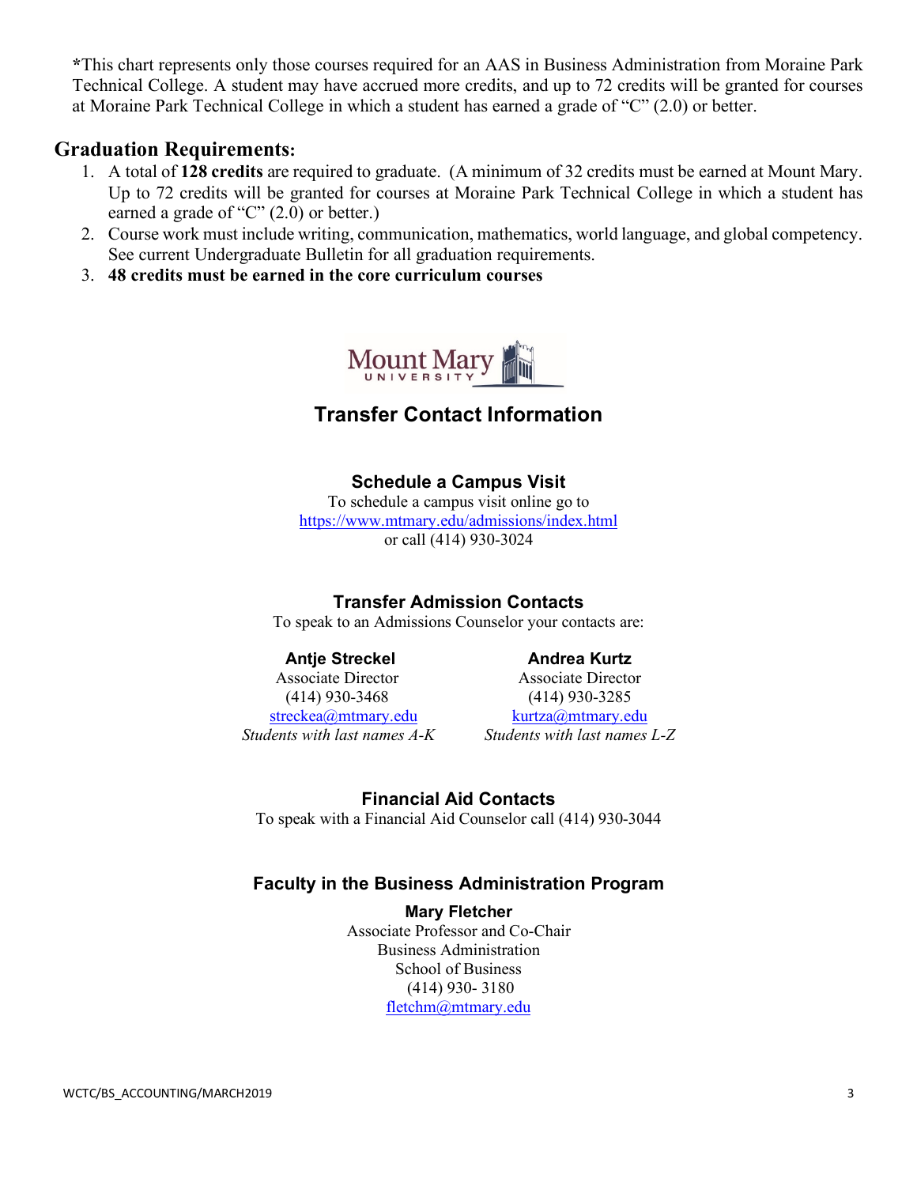*This chart represents only those courses required for an AAS in Business Administration from Moraine Park Technical College. A student may have accrued more credits, and up to 72 credits will be granted for courses at Moraine Park Technical College in which a student has earned a grade of "C" (2.0) or better.

## Graduation Requirements:

1. A total of **128 credits** are required to graduate. (A minimum of 32 credits must be earned at Mount Mary. Up to 72 credits will be granted for courses at Moraine Park Technical College in which a student has earned a grade of "C" (2.0) or better.)
2. Course work must include writing, communication, mathematics, world language, and global competency. See current Undergraduate Bulletin for all graduation requirements.
3. **48 credits must be earned in the core curriculum courses**

Mount Mary UNIVERSITY

## Transfer Contact Information

### Schedule a Campus Visit

To schedule a campus visit online go to
https://www.mtmary.edu/admissions/index.html
or call (414) 930-3024

### Transfer Admission Contacts

To speak to an Admissions Counselor your contacts are:

**Antje Streckel**
Associate Director
(414) 930-3468
streckea@mtmary.edu
*Students with last names A-K*

**Andrea Kurtz**
Associate Director
(414) 930-3285
kurtza@mtmary.edu
*Students with last names L-Z*

### Financial Aid Contacts

To speak with a Financial Aid Counselor call (414) 930-3044

### Faculty in the Business Administration Program

**Mary Fletcher**
Associate Professor and Co-Chair
Business Administration
School of Business
(414) 930- 3180
fletchm@mtmary.edu